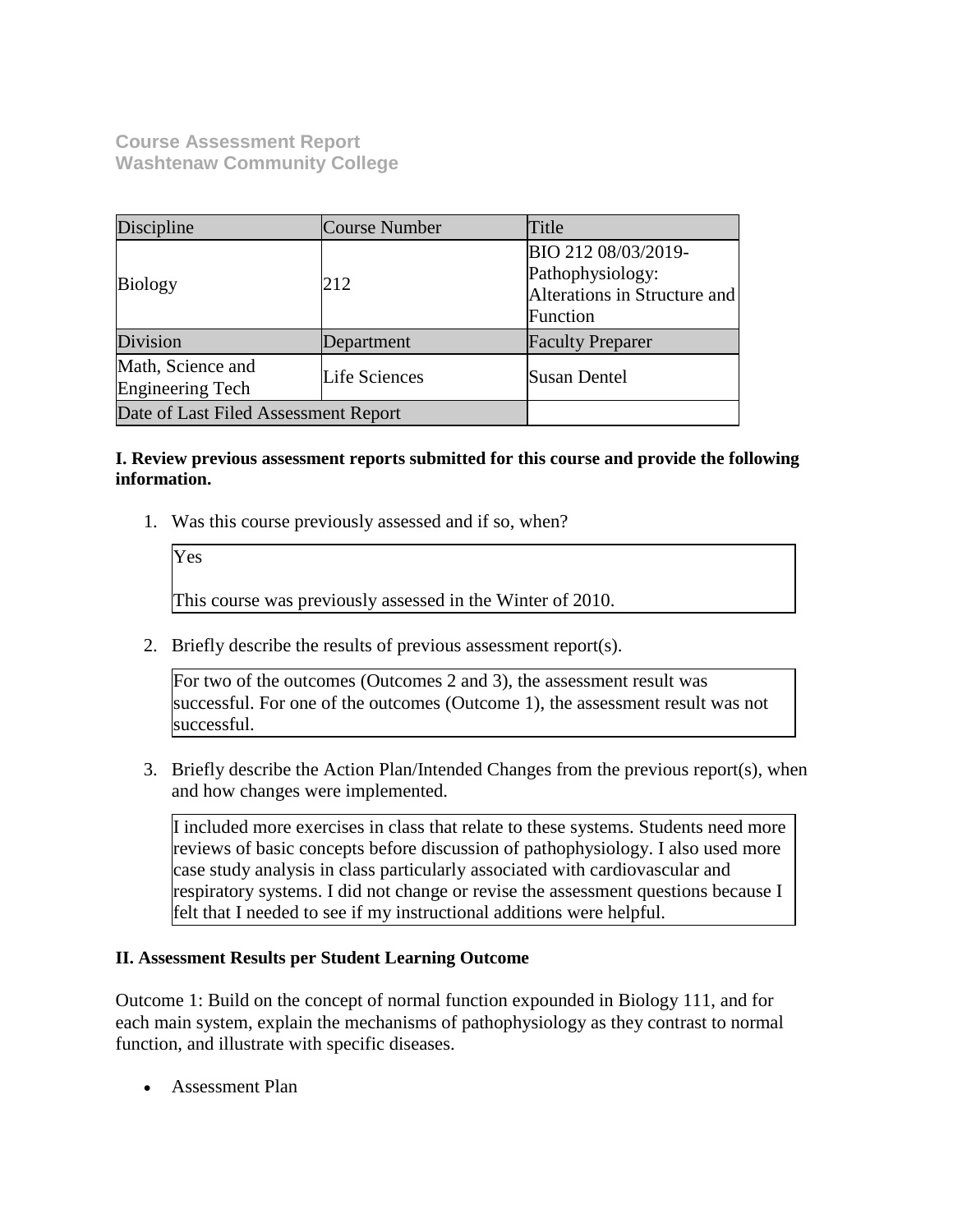**Course Assessment Report**
**Washtenaw Community College**

| Discipline | Course Number | Title |
|---|---|---|
| Biology | 212 | BIO 212 08/03/2019-Pathophysiology: Alterations in Structure and Function |
| Division | Department | Faculty Preparer |
| Math, Science and Engineering Tech | Life Sciences | Susan Dentel |
| Date of Last Filed Assessment Report | | |

**I. Review previous assessment reports submitted for this course and provide the following information.**

1. Was this course previously assessed and if so, when?

   Yes

   This course was previously assessed in the Winter of 2010.

2. Briefly describe the results of previous assessment report(s).

   For two of the outcomes (Outcomes 2 and 3), the assessment result was successful. For one of the outcomes (Outcome 1), the assessment result was not successful.

3. Briefly describe the Action Plan/Intended Changes from the previous report(s), when and how changes were implemented.

   I included more exercises in class that relate to these systems. Students need more reviews of basic concepts before discussion of pathophysiology. I also used more case study analysis in class particularly associated with cardiovascular and respiratory systems. I did not change or revise the assessment questions because I felt that I needed to see if my instructional additions were helpful.

**II. Assessment Results per Student Learning Outcome**

Outcome 1: Build on the concept of normal function expounded in Biology 111, and for each main system, explain the mechanisms of pathophysiology as they contrast to normal function, and illustrate with specific diseases.

- Assessment Plan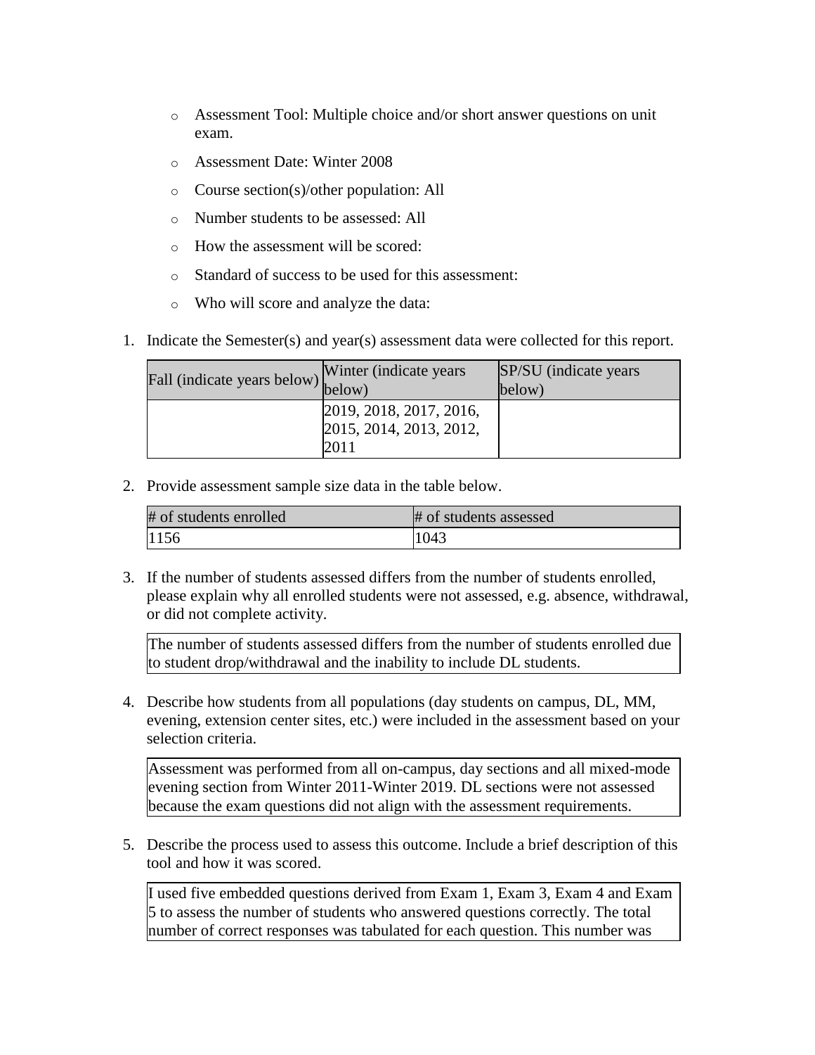- Assessment Tool: Multiple choice and/or short answer questions on unit exam.
- Assessment Date: Winter 2008
- Course section(s)/other population: All
- Number students to be assessed: All
- How the assessment will be scored:
- Standard of success to be used for this assessment:
- Who will score and analyze the data:

1. Indicate the Semester(s) and year(s) assessment data were collected for this report.

| Fall (indicate years below) | Winter (indicate years below) | SP/SU (indicate years below) |
|---|---|---|
| | 2019, 2018, 2017, 2016, 2015, 2014, 2013, 2012, 2011 | |

2. Provide assessment sample size data in the table below.

| # of students enrolled | # of students assessed |
|---|---|
| 1156 | 1043 |

3. If the number of students assessed differs from the number of students enrolled, please explain why all enrolled students were not assessed, e.g. absence, withdrawal, or did not complete activity.

| The number of students assessed differs from the number of students enrolled due to student drop/withdrawal and the inability to include DL students. |
|---|

4. Describe how students from all populations (day students on campus, DL, MM, evening, extension center sites, etc.) were included in the assessment based on your selection criteria.

| Assessment was performed from all on-campus, day sections and all mixed-mode evening section from Winter 2011-Winter 2019. DL sections were not assessed because the exam questions did not align with the assessment requirements. |
|---|

5. Describe the process used to assess this outcome. Include a brief description of this tool and how it was scored.

| I used five embedded questions derived from Exam 1, Exam 3, Exam 4 and Exam 5 to assess the number of students who answered questions correctly. The total number of correct responses was tabulated for each question. This number was |
|---|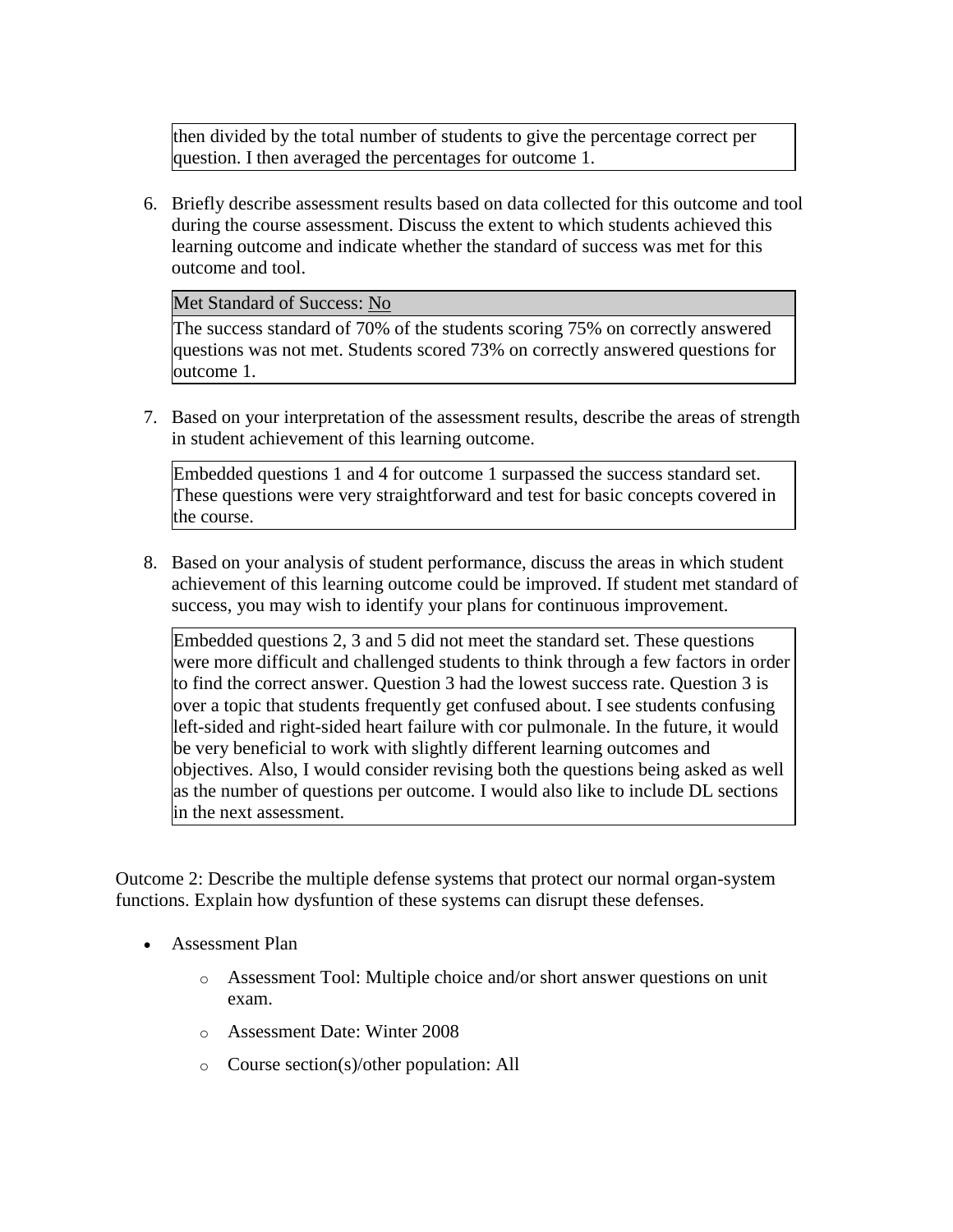then divided by the total number of students to give the percentage correct per question. I then averaged the percentages for outcome 1.

6. Briefly describe assessment results based on data collected for this outcome and tool during the course assessment. Discuss the extent to which students achieved this learning outcome and indicate whether the standard of success was met for this outcome and tool.

| Met Standard of Success: No |
|---|
| The success standard of 70% of the students scoring 75% on correctly answered questions was not met. Students scored 73% on correctly answered questions for outcome 1. |

7. Based on your interpretation of the assessment results, describe the areas of strength in student achievement of this learning outcome.

   Embedded questions 1 and 4 for outcome 1 surpassed the success standard set. These questions were very straightforward and test for basic concepts covered in the course.

8. Based on your analysis of student performance, discuss the areas in which student achievement of this learning outcome could be improved. If student met standard of success, you may wish to identify your plans for continuous improvement.

   Embedded questions 2, 3 and 5 did not meet the standard set. These questions were more difficult and challenged students to think through a few factors in order to find the correct answer. Question 3 had the lowest success rate. Question 3 is over a topic that students frequently get confused about. I see students confusing left-sided and right-sided heart failure with cor pulmonale. In the future, it would be very beneficial to work with slightly different learning outcomes and objectives. Also, I would consider revising both the questions being asked as well as the number of questions per outcome. I would also like to include DL sections in the next assessment.

Outcome 2: Describe the multiple defense systems that protect our normal organ-system functions. Explain how dysfuntion of these systems can disrupt these defenses.

- Assessment Plan
  - Assessment Tool: Multiple choice and/or short answer questions on unit exam.
  - Assessment Date: Winter 2008
  - Course section(s)/other population: All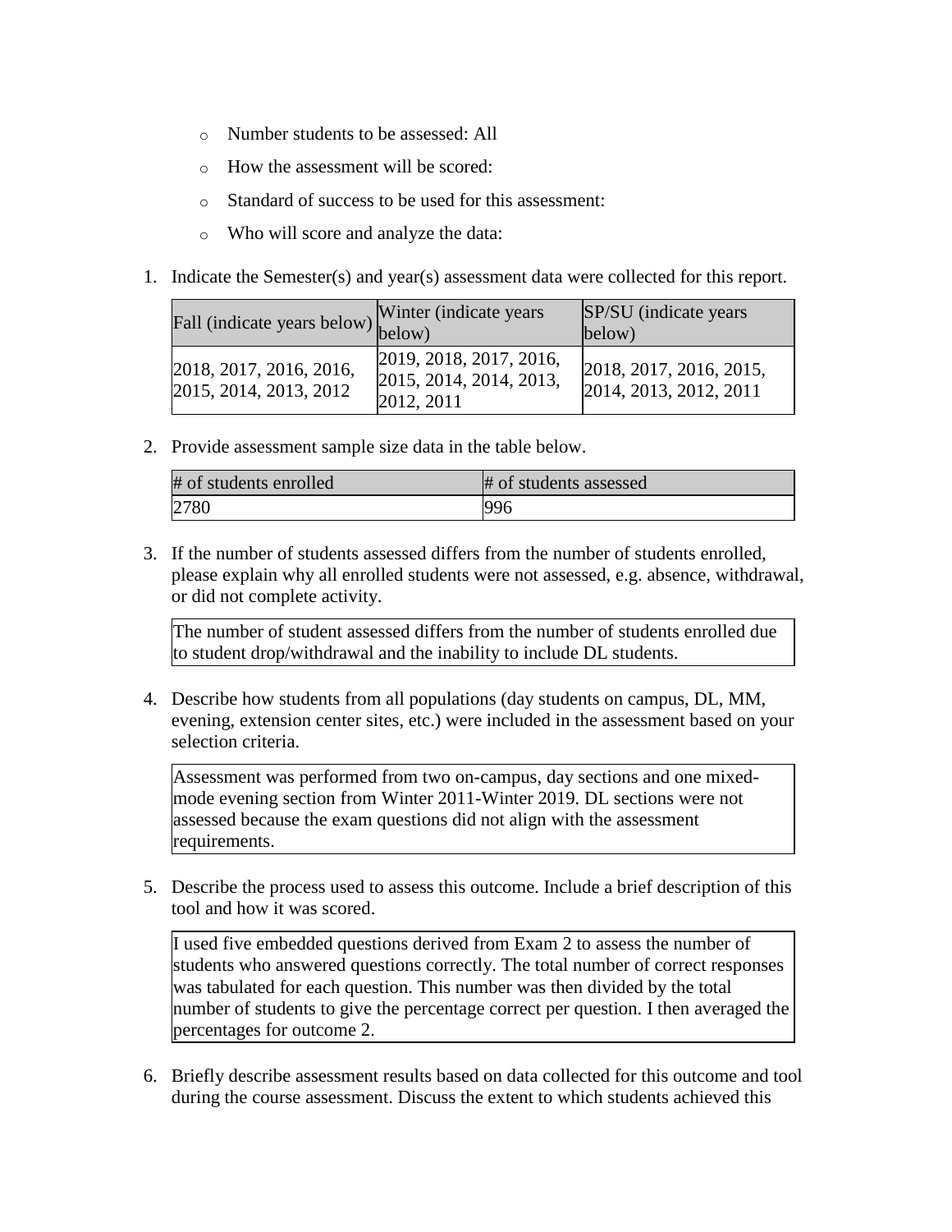- Number students to be assessed: All
- How the assessment will be scored:
- Standard of success to be used for this assessment:
- Who will score and analyze the data:

1. Indicate the Semester(s) and year(s) assessment data were collected for this report.

| Fall (indicate years below) | Winter (indicate years below) | SP/SU (indicate years below) |
| --- | --- | --- |
| 2018, 2017, 2016, 2016, 2015, 2014, 2013, 2012 | 2019, 2018, 2017, 2016, 2015, 2014, 2014, 2013, 2012, 2011 | 2018, 2017, 2016, 2015, 2014, 2013, 2012, 2011 |

2. Provide assessment sample size data in the table below.

| # of students enrolled | # of students assessed |
| --- | --- |
| 2780 | 996 |

3. If the number of students assessed differs from the number of students enrolled, please explain why all enrolled students were not assessed, e.g. absence, withdrawal, or did not complete activity.

| The number of student assessed differs from the number of students enrolled due to student drop/withdrawal and the inability to include DL students. |
| --- |

4. Describe how students from all populations (day students on campus, DL, MM, evening, extension center sites, etc.) were included in the assessment based on your selection criteria.

| Assessment was performed from two on-campus, day sections and one mixed-mode evening section from Winter 2011-Winter 2019. DL sections were not assessed because the exam questions did not align with the assessment requirements. |
| --- |

5. Describe the process used to assess this outcome. Include a brief description of this tool and how it was scored.

| I used five embedded questions derived from Exam 2 to assess the number of students who answered questions correctly. The total number of correct responses was tabulated for each question. This number was then divided by the total number of students to give the percentage correct per question. I then averaged the percentages for outcome 2. |
| --- |

6. Briefly describe assessment results based on data collected for this outcome and tool during the course assessment. Discuss the extent to which students achieved this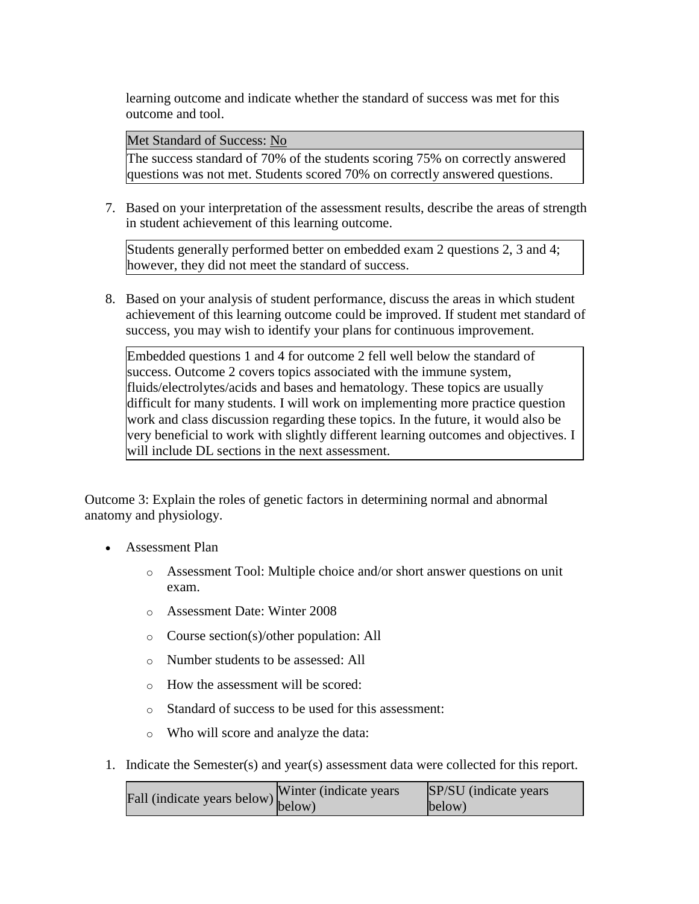learning outcome and indicate whether the standard of success was met for this outcome and tool.

| Met Standard of Success: <u>No</u> |
|---|
| The success standard of 70% of the students scoring 75% on correctly answered questions was not met. Students scored 70% on correctly answered questions. |

7. Based on your interpretation of the assessment results, describe the areas of strength in student achievement of this learning outcome.

| Students generally performed better on embedded exam 2 questions 2, 3 and 4; however, they did not meet the standard of success. |
|---|

8. Based on your analysis of student performance, discuss the areas in which student achievement of this learning outcome could be improved. If student met standard of success, you may wish to identify your plans for continuous improvement.

| Embedded questions 1 and 4 for outcome 2 fell well below the standard of success. Outcome 2 covers topics associated with the immune system, fluids/electrolytes/acids and bases and hematology. These topics are usually difficult for many students. I will work on implementing more practice question work and class discussion regarding these topics. In the future, it would also be very beneficial to work with slightly different learning outcomes and objectives. I will include DL sections in the next assessment. |
|---|

Outcome 3: Explain the roles of genetic factors in determining normal and abnormal anatomy and physiology.

- Assessment Plan
  - Assessment Tool: Multiple choice and/or short answer questions on unit exam.
  - Assessment Date: Winter 2008
  - Course section(s)/other population: All
  - Number students to be assessed: All
  - How the assessment will be scored:
  - Standard of success to be used for this assessment:
  - Who will score and analyze the data:

1. Indicate the Semester(s) and year(s) assessment data were collected for this report.

| Fall (indicate years below) | Winter (indicate years below) | SP/SU (indicate years below) |
|---|---|---|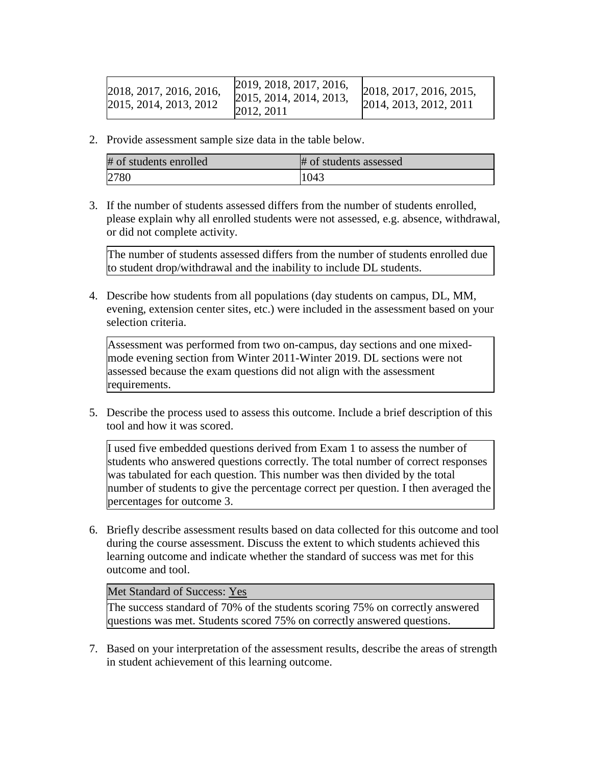| 2018, 2017, 2016, 2016, 2015, 2014, 2013, 2012 | 2019, 2018, 2017, 2016, 2015, 2014, 2014, 2013, 2012, 2011 | 2018, 2017, 2016, 2015, 2014, 2013, 2012, 2011 |
|---|---|---|

2. Provide assessment sample size data in the table below.

| # of students enrolled | # of students assessed |
|---|---|
| 2780 | 1043 |

3. If the number of students assessed differs from the number of students enrolled, please explain why all enrolled students were not assessed, e.g. absence, withdrawal, or did not complete activity.

| The number of students assessed differs from the number of students enrolled due to student drop/withdrawal and the inability to include DL students. |
|---|

4. Describe how students from all populations (day students on campus, DL, MM, evening, extension center sites, etc.) were included in the assessment based on your selection criteria.

| Assessment was performed from two on-campus, day sections and one mixed-mode evening section from Winter 2011-Winter 2019. DL sections were not assessed because the exam questions did not align with the assessment requirements. |
|---|

5. Describe the process used to assess this outcome. Include a brief description of this tool and how it was scored.

| I used five embedded questions derived from Exam 1 to assess the number of students who answered questions correctly. The total number of correct responses was tabulated for each question. This number was then divided by the total number of students to give the percentage correct per question. I then averaged the percentages for outcome 3. |
|---|

6. Briefly describe assessment results based on data collected for this outcome and tool during the course assessment. Discuss the extent to which students achieved this learning outcome and indicate whether the standard of success was met for this outcome and tool.

| Met Standard of Success: Yes |
|---|
| The success standard of 70% of the students scoring 75% on correctly answered questions was met. Students scored 75% on correctly answered questions. |

7. Based on your interpretation of the assessment results, describe the areas of strength in student achievement of this learning outcome.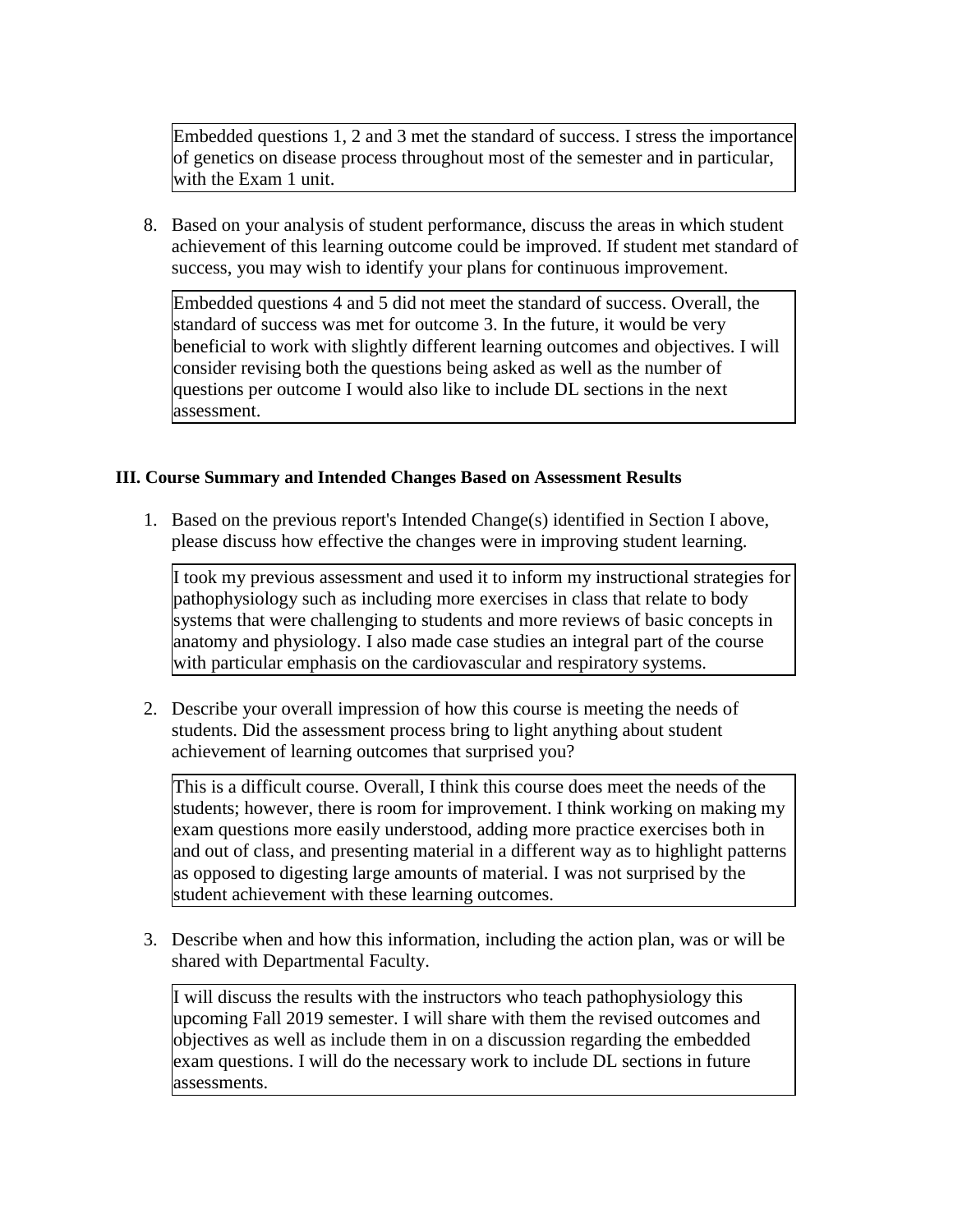Embedded questions 1, 2 and 3 met the standard of success. I stress the importance of genetics on disease process throughout most of the semester and in particular, with the Exam 1 unit.

8. Based on your analysis of student performance, discuss the areas in which student achievement of this learning outcome could be improved. If student met standard of success, you may wish to identify your plans for continuous improvement.

   Embedded questions 4 and 5 did not meet the standard of success. Overall, the standard of success was met for outcome 3. In the future, it would be very beneficial to work with slightly different learning outcomes and objectives. I will consider revising both the questions being asked as well as the number of questions per outcome I would also like to include DL sections in the next assessment.

**III. Course Summary and Intended Changes Based on Assessment Results**

1. Based on the previous report's Intended Change(s) identified in Section I above, please discuss how effective the changes were in improving student learning.

   I took my previous assessment and used it to inform my instructional strategies for pathophysiology such as including more exercises in class that relate to body systems that were challenging to students and more reviews of basic concepts in anatomy and physiology. I also made case studies an integral part of the course with particular emphasis on the cardiovascular and respiratory systems.

2. Describe your overall impression of how this course is meeting the needs of students. Did the assessment process bring to light anything about student achievement of learning outcomes that surprised you?

   This is a difficult course. Overall, I think this course does meet the needs of the students; however, there is room for improvement. I think working on making my exam questions more easily understood, adding more practice exercises both in and out of class, and presenting material in a different way as to highlight patterns as opposed to digesting large amounts of material. I was not surprised by the student achievement with these learning outcomes.

3. Describe when and how this information, including the action plan, was or will be shared with Departmental Faculty.

   I will discuss the results with the instructors who teach pathophysiology this upcoming Fall 2019 semester. I will share with them the revised outcomes and objectives as well as include them in on a discussion regarding the embedded exam questions. I will do the necessary work to include DL sections in future assessments.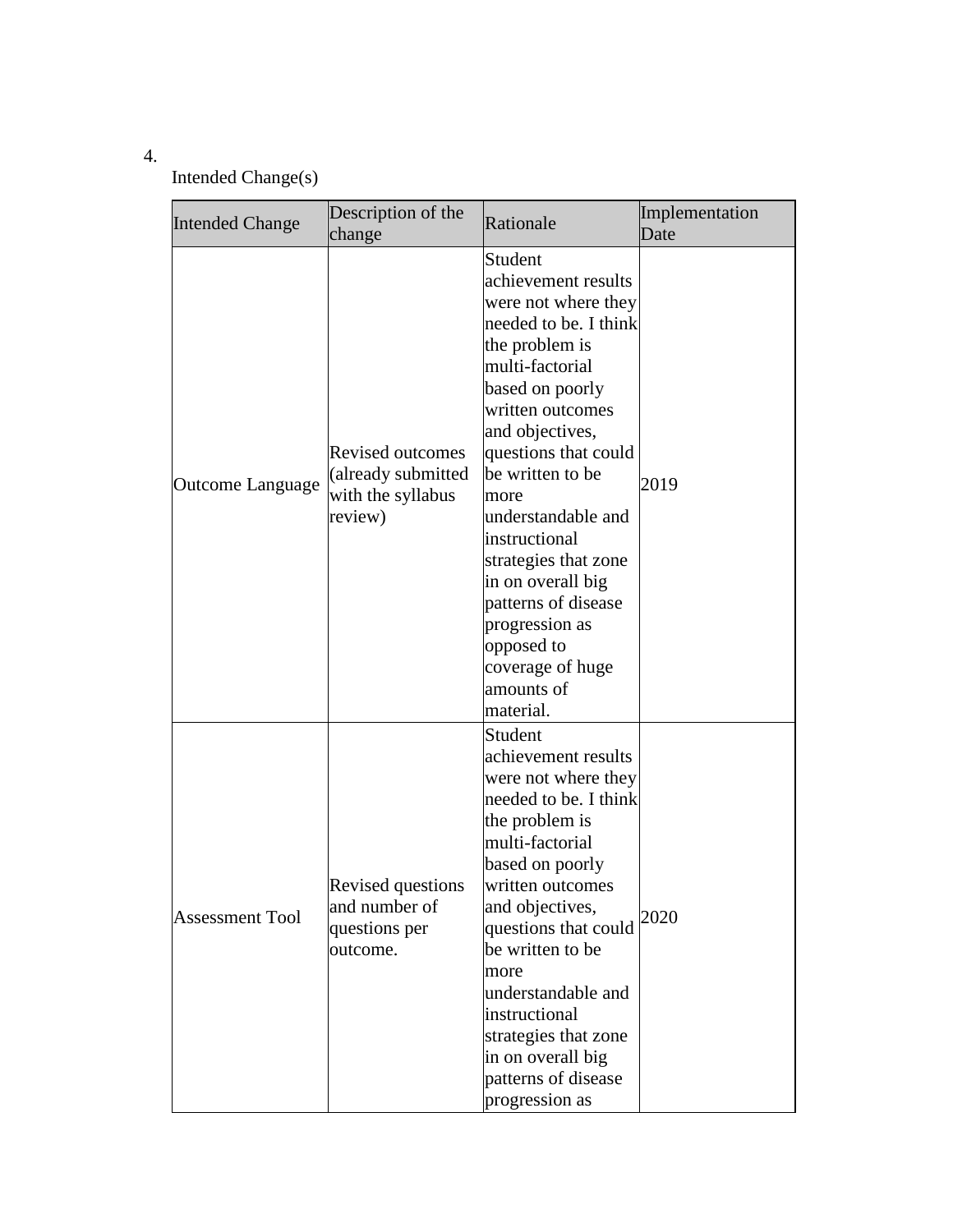4.

Intended Change(s)

| Intended Change | Description of the change | Rationale | Implementation Date |
| --- | --- | --- | --- |
| Outcome Language | Revised outcomes (already submitted with the syllabus review) | Student achievement results were not where they needed to be. I think the problem is multi-factorial based on poorly written outcomes and objectives, questions that could be written to be more understandable and instructional strategies that zone in on overall big patterns of disease progression as opposed to coverage of huge amounts of material. | 2019 |
| Assessment Tool | Revised questions and number of questions per outcome. | Student achievement results were not where they needed to be. I think the problem is multi-factorial based on poorly written outcomes and objectives, questions that could be written to be more understandable and instructional strategies that zone in on overall big patterns of disease progression as | 2020 |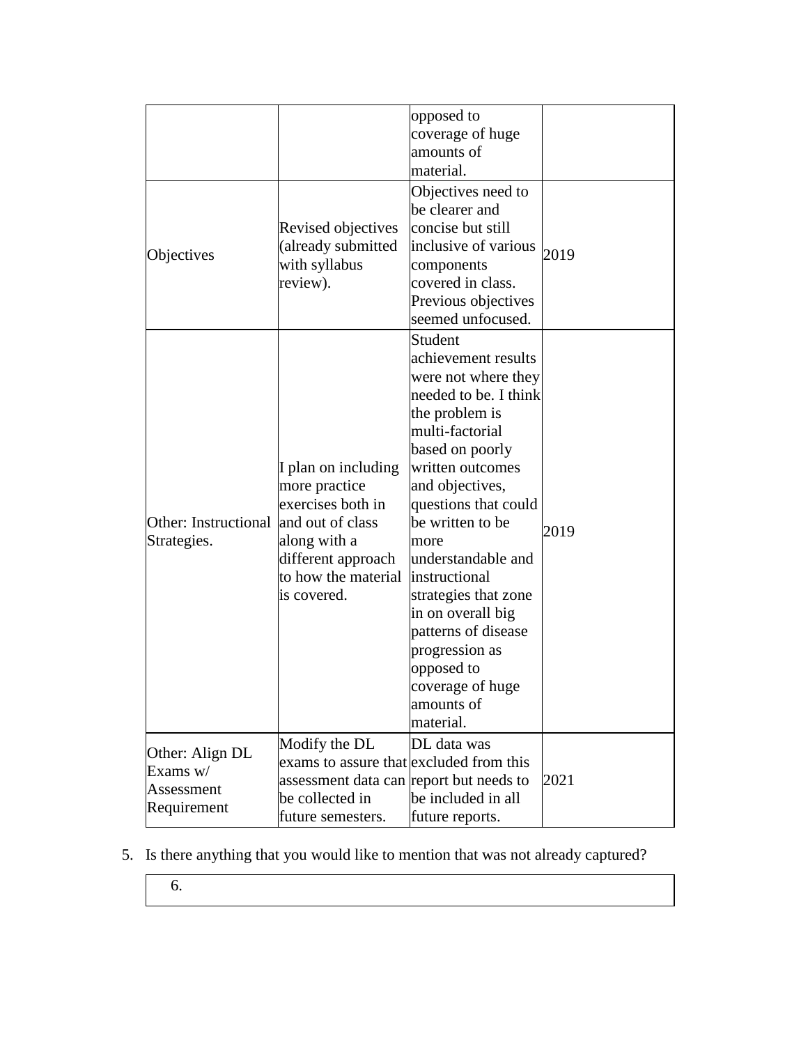| | | | |
|---|---|---|---|
| | | opposed to coverage of huge amounts of material. | |
| Objectives | Revised objectives (already submitted with syllabus review). | Objectives need to be clearer and concise but still inclusive of various components covered in class. Previous objectives seemed unfocused. | 2019 |
| Other: Instructional Strategies. | I plan on including more practice exercises both in and out of class along with a different approach to how the material is covered. | Student achievement results were not where they needed to be. I think the problem is multi-factorial based on poorly written outcomes and objectives, questions that could be written to be more understandable and instructional strategies that zone in on overall big patterns of disease progression as opposed to coverage of huge amounts of material. | 2019 |
| Other: Align DL Exams w/ Assessment Requirement | Modify the DL exams to assure that assessment data can be collected in future semesters. | DL data was excluded from this report but needs to be included in all future reports. | 2021 |

5. Is there anything that you would like to mention that was not already captured?

| |
|---|
| 6. |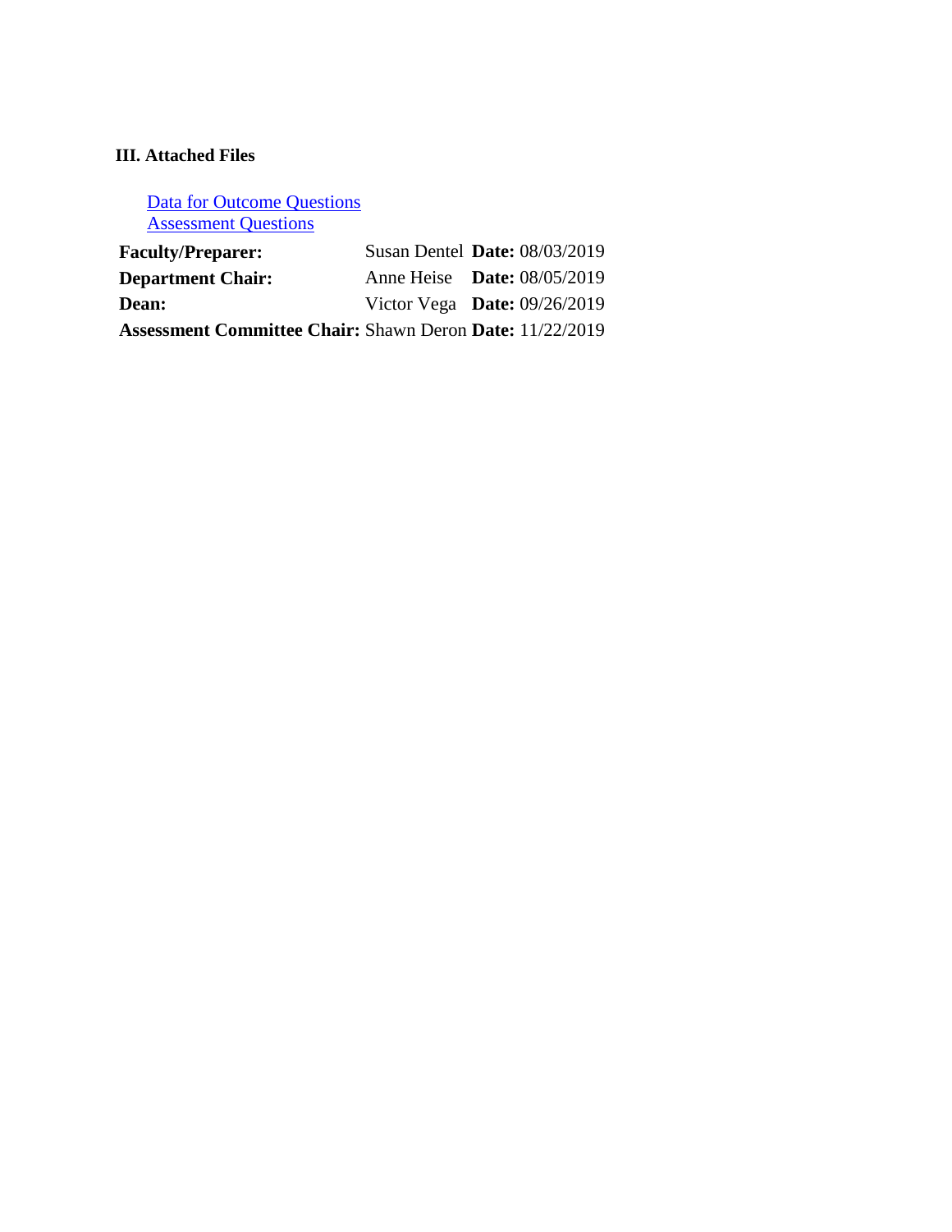### III. Attached Files

[Data for Outcome Questions]
[Assessment Questions]

| | | |
|---|---|---|
| **Faculty/Preparer:** | Susan Dentel | **Date:** 08/03/2019 |
| **Department Chair:** | Anne Heise | **Date:** 08/05/2019 |
| **Dean:** | Victor Vega | **Date:** 09/26/2019 |
| **Assessment Committee Chair:** | Shawn Deron | **Date:** 11/22/2019 |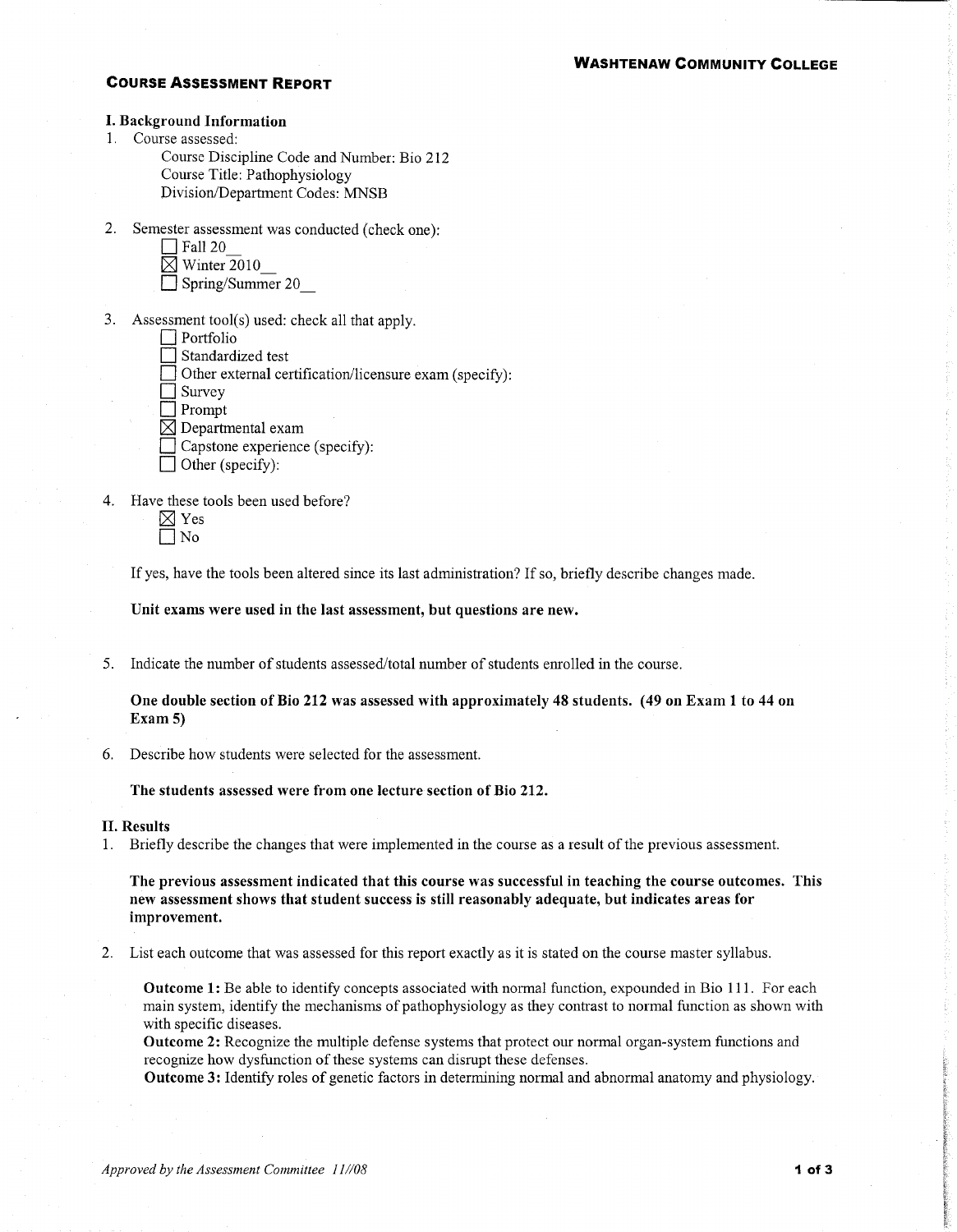**WASHTENAW COMMUNITY COLLEGE**

## COURSE ASSESSMENT REPORT

### I. Background Information

1. Course assessed:
   - Course Discipline Code and Number: Bio 212
   - Course Title: Pathophysiology
   - Division/Department Codes: MNSB

2. Semester assessment was conducted (check one):
   - ☐ Fall 20__
   - ☒ Winter 2010__
   - ☐ Spring/Summer 20__

3. Assessment tool(s) used: check all that apply.
   - ☐ Portfolio
   - ☐ Standardized test
   - ☐ Other external certification/licensure exam (specify):
   - ☐ Survey
   - ☐ Prompt
   - ☒ Departmental exam
   - ☐ Capstone experience (specify):
   - ☐ Other (specify):

4. Have these tools been used before?
   - ☒ Yes
   - ☐ No

   If yes, have the tools been altered since its last administration? If so, briefly describe changes made.

   **Unit exams were used in the last assessment, but questions are new.**

5. Indicate the number of students assessed/total number of students enrolled in the course.

   **One double section of Bio 212 was assessed with approximately 48 students. (49 on Exam 1 to 44 on Exam 5)**

6. Describe how students were selected for the assessment.

   **The students assessed were from one lecture section of Bio 212.**

### II. Results

1. Briefly describe the changes that were implemented in the course as a result of the previous assessment.

   **The previous assessment indicated that this course was successful in teaching the course outcomes. This new assessment shows that student success is still reasonably adequate, but indicates areas for improvement.**

2. List each outcome that was assessed for this report exactly as it is stated on the course master syllabus.

   **Outcome 1:** Be able to identify concepts associated with normal function, expounded in Bio 111. For each main system, identify the mechanisms of pathophysiology as they contrast to normal function as shown with with specific diseases.
   **Outcome 2:** Recognize the multiple defense systems that protect our normal organ-system functions and recognize how dysfunction of these systems can disrupt these defenses.
   **Outcome 3:** Identify roles of genetic factors in determining normal and abnormal anatomy and physiology.

*Approved by the Assessment Committee 11//08*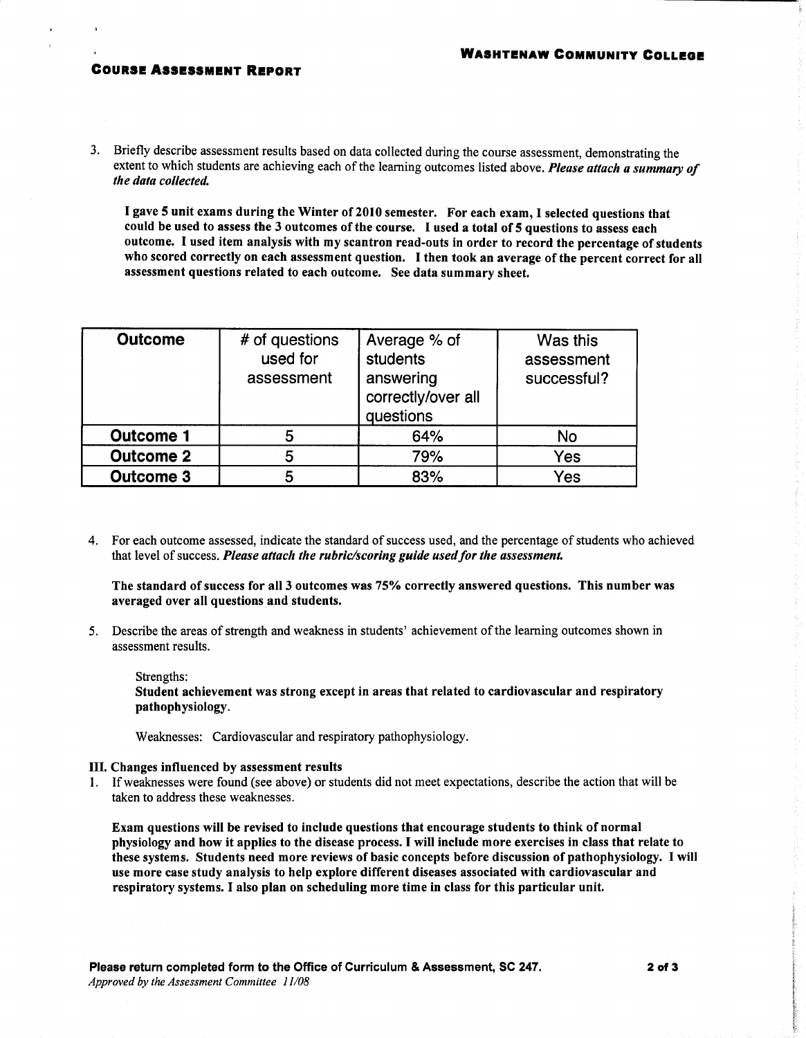3. Briefly describe assessment results based on data collected during the course assessment, demonstrating the extent to which students are achieving each of the learning outcomes listed above. ***Please attach a summary of the data collected.***

   **I gave 5 unit exams during the Winter of 2010 semester. For each exam, I selected questions that could be used to assess the 3 outcomes of the course. I used a total of 5 questions to assess each outcome. I used item analysis with my scantron read-outs in order to record the percentage of students who scored correctly on each assessment question. I then took an average of the percent correct for all assessment questions related to each outcome. See data summary sheet.**

| Outcome | # of questions used for assessment | Average % of students answering correctly/over all questions | Was this assessment successful? |
|---|---|---|---|
| **Outcome 1** | 5 | 64% | No |
| **Outcome 2** | 5 | 79% | Yes |
| **Outcome 3** | 5 | 83% | Yes |

4. For each outcome assessed, indicate the standard of success used, and the percentage of students who achieved that level of success. ***Please attach the rubric/scoring guide used for the assessment.***

   **The standard of success for all 3 outcomes was 75% correctly answered questions. This number was averaged over all questions and students.**

5. Describe the areas of strength and weakness in students' achievement of the learning outcomes shown in assessment results.

   Strengths:
   **Student achievement was strong except in areas that related to cardiovascular and respiratory pathophysiology.**

   Weaknesses: Cardiovascular and respiratory pathophysiology.

## III. Changes influenced by assessment results

1. If weaknesses were found (see above) or students did not meet expectations, describe the action that will be taken to address these weaknesses.

   **Exam questions will be revised to include questions that encourage students to think of normal physiology and how it applies to the disease process. I will include more exercises in class that relate to these systems. Students need more reviews of basic concepts before discussion of pathophysiology. I will use more case study analysis to help explore different diseases associated with cardiovascular and respiratory systems. I also plan on scheduling more time in class for this particular unit.**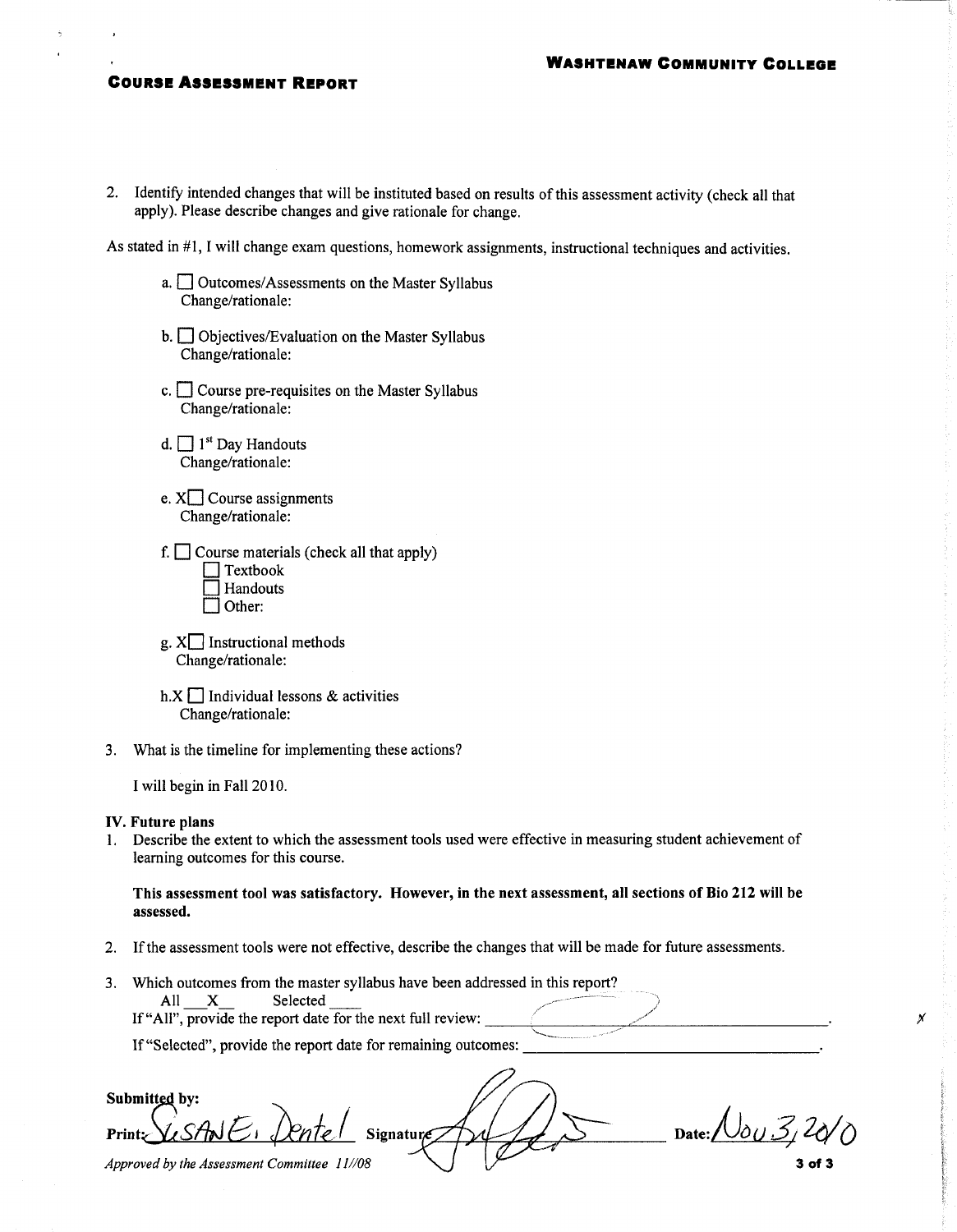**Washtenaw Community College**

**Course Assessment Report**

2. Identify intended changes that will be instituted based on results of this assessment activity (check all that apply). Please describe changes and give rationale for change.

As stated in #1, I will change exam questions, homework assignments, instructional techniques and activities.

a. ☐ Outcomes/Assessments on the Master Syllabus
Change/rationale:

b. ☐ Objectives/Evaluation on the Master Syllabus
Change/rationale:

c. ☐ Course pre-requisites on the Master Syllabus
Change/rationale:

d. ☐ 1st Day Handouts
Change/rationale:

e. X☐ Course assignments
Change/rationale:

f. ☐ Course materials (check all that apply)
☐ Textbook
☐ Handouts
☐ Other:

g. X☐ Instructional methods
Change/rationale:

h.X ☐ Individual lessons & activities
Change/rationale:

3. What is the timeline for implementing these actions?

I will begin in Fall 2010.

**IV. Future plans**

1. Describe the extent to which the assessment tools used were effective in measuring student achievement of learning outcomes for this course.

**This assessment tool was satisfactory. However, in the next assessment, all sections of Bio 212 will be assessed.**

2. If the assessment tools were not effective, describe the changes that will be made for future assessments.

3. Which outcomes from the master syllabus have been addressed in this report?
All \_\_X\_\_ Selected \_\_\_\_
If "All", provide the report date for the next full review: \_\_\_\_\_\_\_\_\_\_\_\_\_\_\_\_\_\_.
If "Selected", provide the report date for remaining outcomes: \_\_\_\_\_\_\_\_\_\_\_\_\_\_\_\_\_\_.

**Submitted by:**

**Print:** Susan E. Dentel **Signature** [signature] **Date:** Nov 3, 2010

*Approved by the Assessment Committee 11//08*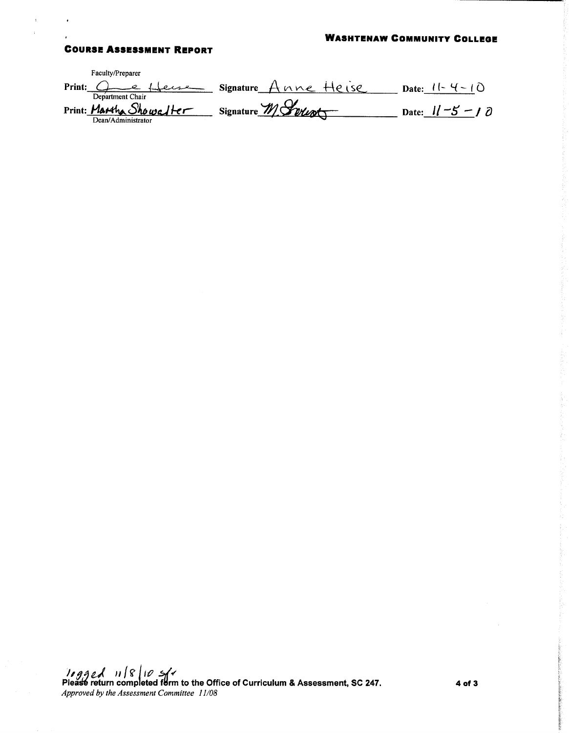**WASHTENAW COMMUNITY COLLEGE**

**COURSE ASSESSMENT REPORT**

Faculty/Preparer

Print: Anne Heise    Signature Anne Heise    Date: 11-4-10

Department Chair

Print: Martha Showalter    Signature M. Showalter    Date: 11-5-10

Dean/Administrator

logged 11/8/10 sfr

**Please return completed form to the Office of Curriculum & Assessment, SC 247.**

*Approved by the Assessment Committee 11/08*